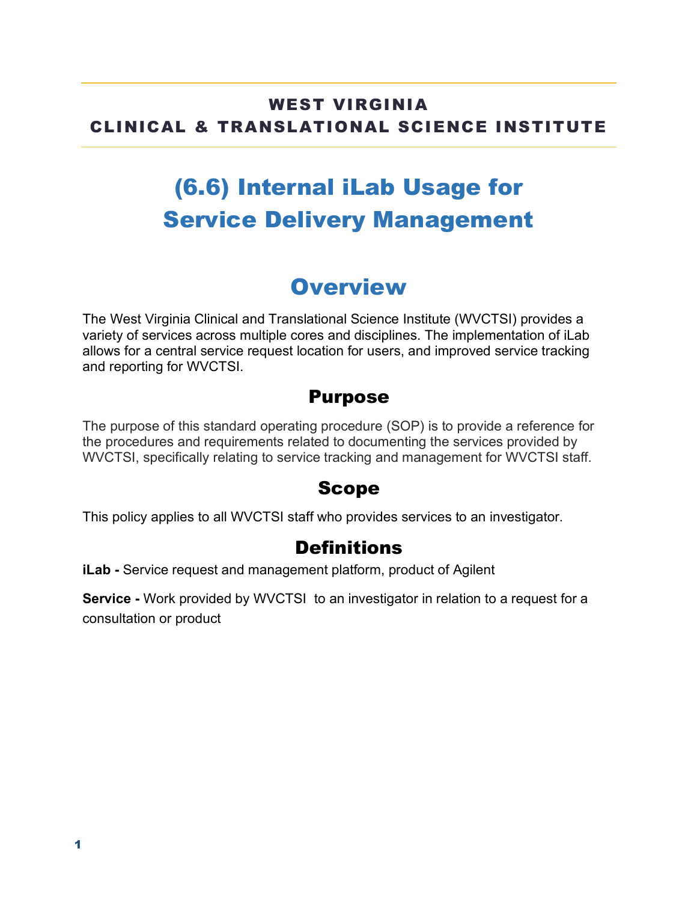**WEST VIRGINIA**
**CLINICAL & TRANSLATIONAL SCIENCE INSTITUTE**

# (6.6) Internal iLab Usage for Service Delivery Management

## Overview

The West Virginia Clinical and Translational Science Institute (WVCTSI) provides a variety of services across multiple cores and disciplines. The implementation of iLab allows for a central service request location for users, and improved service tracking and reporting for WVCTSI.

### Purpose

The purpose of this standard operating procedure (SOP) is to provide a reference for the procedures and requirements related to documenting the services provided by WVCTSI, specifically relating to service tracking and management for WVCTSI staff.

### Scope

This policy applies to all WVCTSI staff who provides services to an investigator.

### Definitions

**iLab -** Service request and management platform, product of Agilent

**Service -** Work provided by WVCTSI to an investigator in relation to a request for a consultation or product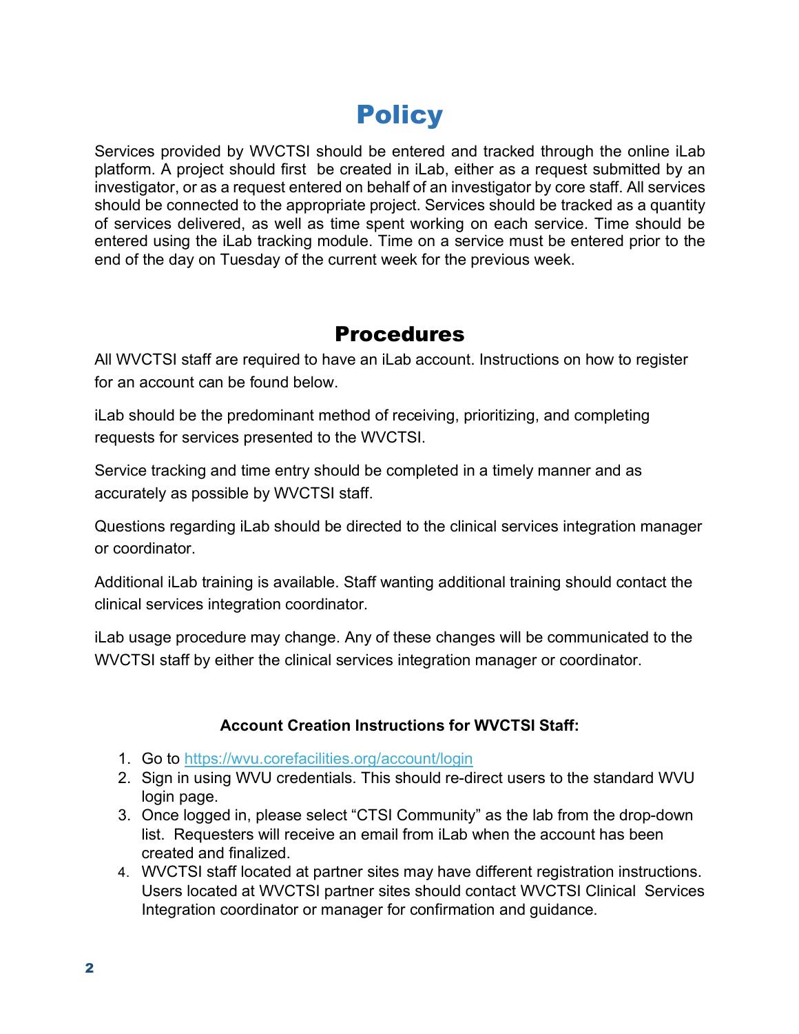# Policy

Services provided by WVCTSI should be entered and tracked through the online iLab platform. A project should first be created in iLab, either as a request submitted by an investigator, or as a request entered on behalf of an investigator by core staff. All services should be connected to the appropriate project. Services should be tracked as a quantity of services delivered, as well as time spent working on each service. Time should be entered using the iLab tracking module. Time on a service must be entered prior to the end of the day on Tuesday of the current week for the previous week.

# Procedures

All WVCTSI staff are required to have an iLab account. Instructions on how to register for an account can be found below.

iLab should be the predominant method of receiving, prioritizing, and completing requests for services presented to the WVCTSI.

Service tracking and time entry should be completed in a timely manner and as accurately as possible by WVCTSI staff.

Questions regarding iLab should be directed to the clinical services integration manager or coordinator.

Additional iLab training is available. Staff wanting additional training should contact the clinical services integration coordinator.

iLab usage procedure may change. Any of these changes will be communicated to the WVCTSI staff by either the clinical services integration manager or coordinator.

**Account Creation Instructions for WVCTSI Staff:**

1. Go to [https://wvu.corefacilities.org/account/login](https://wvu.corefacilities.org/account/login)
2. Sign in using WVU credentials. This should re-direct users to the standard WVU login page.
3. Once logged in, please select "CTSI Community" as the lab from the drop-down list. Requesters will receive an email from iLab when the account has been created and finalized.
4. WVCTSI staff located at partner sites may have different registration instructions. Users located at WVCTSI partner sites should contact WVCTSI Clinical Services Integration coordinator or manager for confirmation and guidance.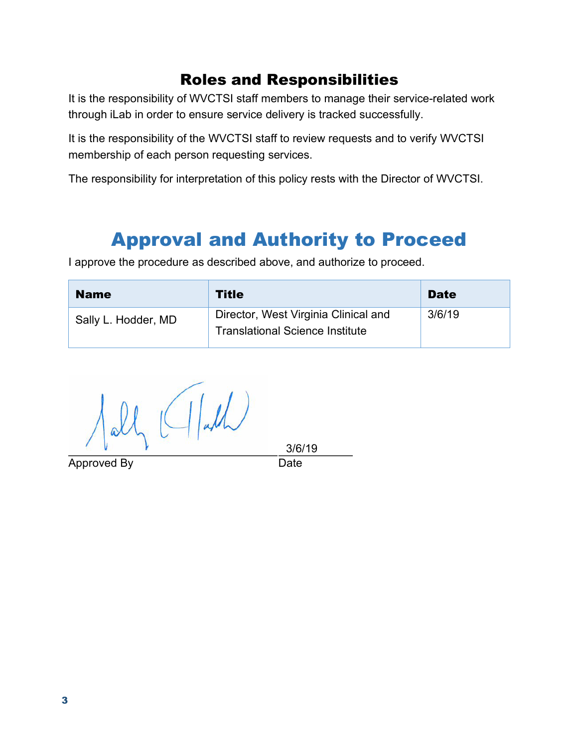## Roles and Responsibilities

It is the responsibility of WVCTSI staff members to manage their service-related work through iLab in order to ensure service delivery is tracked successfully.

It is the responsibility of the WVCTSI staff to review requests and to verify WVCTSI membership of each person requesting services.

The responsibility for interpretation of this policy rests with the Director of WVCTSI.

# Approval and Authority to Proceed

I approve the procedure as described above, and authorize to proceed.

| Name | Title | Date |
| --- | --- | --- |
| Sally L. Hodder, MD | Director, West Virginia Clinical and Translational Science Institute | 3/6/19 |

Approved By: Sally L Hodder (signature)

Date: 3/6/19